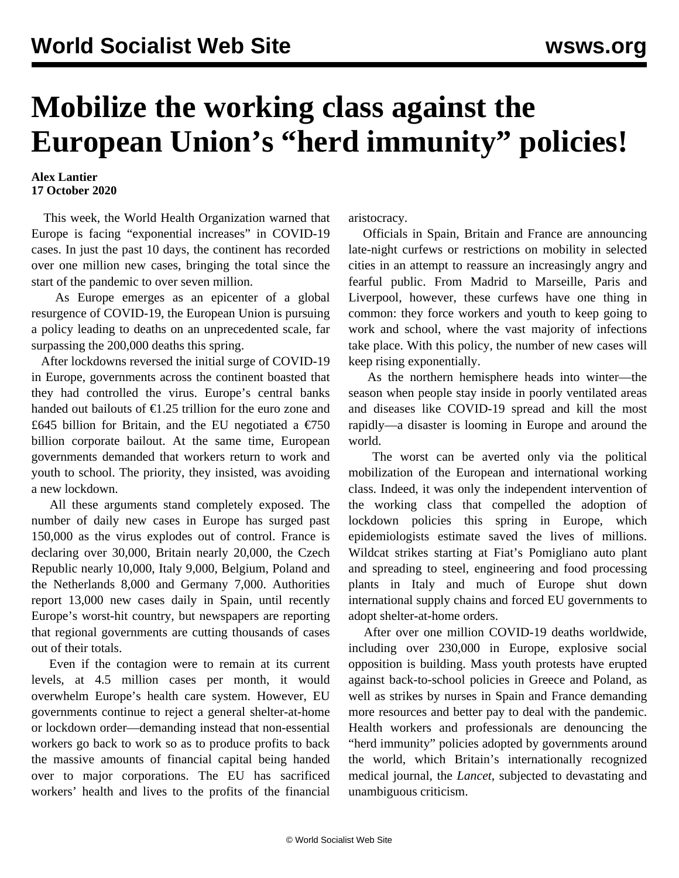# Mobilize the working class against the European Union's "herd immunity" policies!

**Alex Lantier**
**17 October 2020**

This week, the World Health Organization warned that Europe is facing "exponential increases" in COVID-19 cases. In just the past 10 days, the continent has recorded over one million new cases, bringing the total since the start of the pandemic to over seven million.

As Europe emerges as an epicenter of a global resurgence of COVID-19, the European Union is pursuing a policy leading to deaths on an unprecedented scale, far surpassing the 200,000 deaths this spring.

After lockdowns reversed the initial surge of COVID-19 in Europe, governments across the continent boasted that they had controlled the virus. Europe's central banks handed out bailouts of €1.25 trillion for the euro zone and £645 billion for Britain, and the EU negotiated a €750 billion corporate bailout. At the same time, European governments demanded that workers return to work and youth to school. The priority, they insisted, was avoiding a new lockdown.

All these arguments stand completely exposed. The number of daily new cases in Europe has surged past 150,000 as the virus explodes out of control. France is declaring over 30,000, Britain nearly 20,000, the Czech Republic nearly 10,000, Italy 9,000, Belgium, Poland and the Netherlands 8,000 and Germany 7,000. Authorities report 13,000 new cases daily in Spain, until recently Europe's worst-hit country, but newspapers are reporting that regional governments are cutting thousands of cases out of their totals.

Even if the contagion were to remain at its current levels, at 4.5 million cases per month, it would overwhelm Europe's health care system. However, EU governments continue to reject a general shelter-at-home or lockdown order—demanding instead that non-essential workers go back to work so as to produce profits to back the massive amounts of financial capital being handed over to major corporations. The EU has sacrificed workers' health and lives to the profits of the financial aristocracy.

Officials in Spain, Britain and France are announcing late-night curfews or restrictions on mobility in selected cities in an attempt to reassure an increasingly angry and fearful public. From Madrid to Marseille, Paris and Liverpool, however, these curfews have one thing in common: they force workers and youth to keep going to work and school, where the vast majority of infections take place. With this policy, the number of new cases will keep rising exponentially.

As the northern hemisphere heads into winter—the season when people stay inside in poorly ventilated areas and diseases like COVID-19 spread and kill the most rapidly—a disaster is looming in Europe and around the world.

The worst can be averted only via the political mobilization of the European and international working class. Indeed, it was only the independent intervention of the working class that compelled the adoption of lockdown policies this spring in Europe, which epidemiologists estimate saved the lives of millions. Wildcat strikes starting at Fiat's Pomigliano auto plant and spreading to steel, engineering and food processing plants in Italy and much of Europe shut down international supply chains and forced EU governments to adopt shelter-at-home orders.

After over one million COVID-19 deaths worldwide, including over 230,000 in Europe, explosive social opposition is building. Mass youth protests have erupted against back-to-school policies in Greece and Poland, as well as strikes by nurses in Spain and France demanding more resources and better pay to deal with the pandemic. Health workers and professionals are denouncing the "herd immunity" policies adopted by governments around the world, which Britain's internationally recognized medical journal, the *Lancet*, subjected to devastating and unambiguous criticism.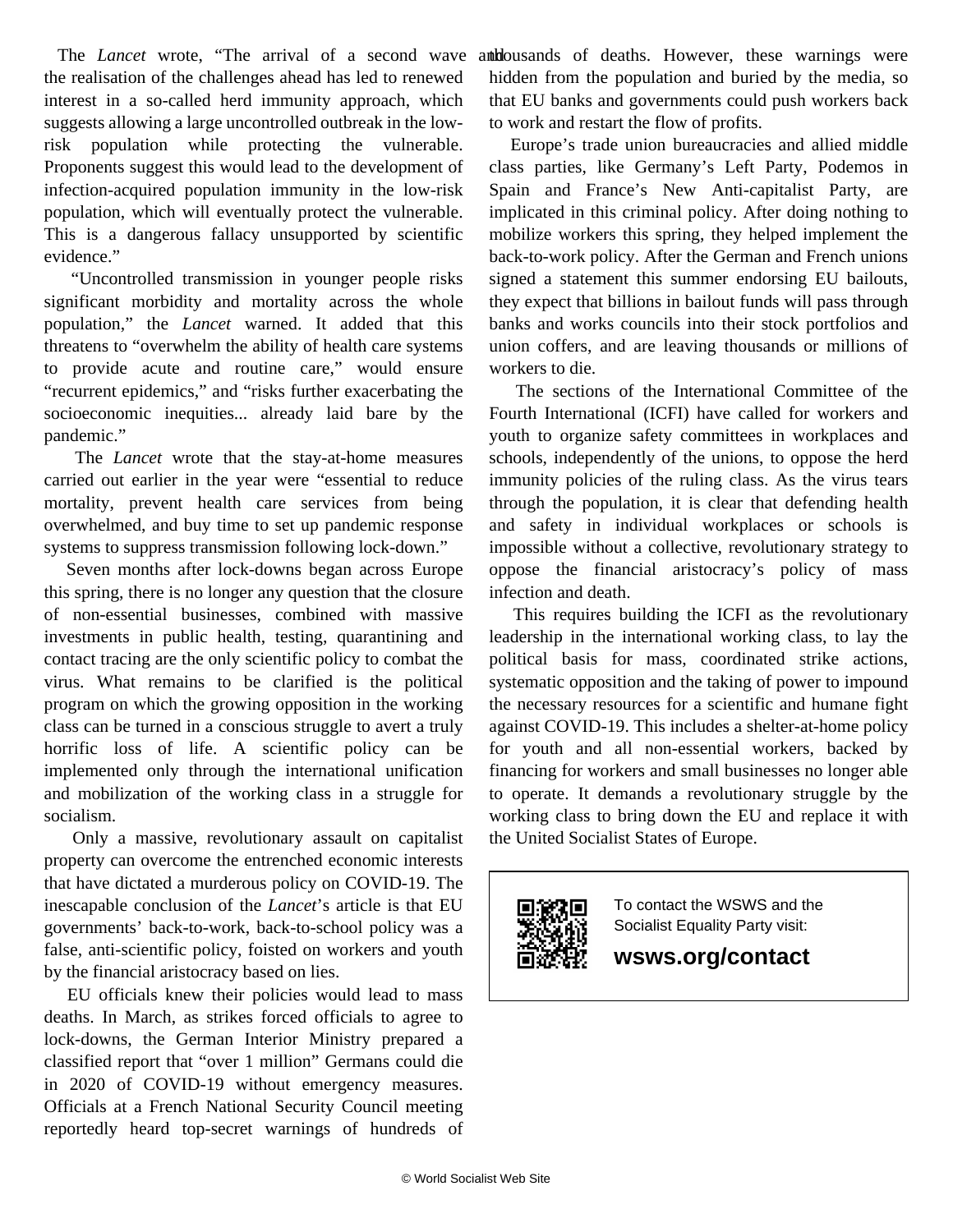The *Lancet* wrote, "The arrival of a second wave and the realisation of the challenges ahead has led to renewed interest in a so-called herd immunity approach, which suggests allowing a large uncontrolled outbreak in the low-risk population while protecting the vulnerable. Proponents suggest this would lead to the development of infection-acquired population immunity in the low-risk population, which will eventually protect the vulnerable. This is a dangerous fallacy unsupported by scientific evidence."

"Uncontrolled transmission in younger people risks significant morbidity and mortality across the whole population," the *Lancet* warned. It added that this threatens to "overwhelm the ability of health care systems to provide acute and routine care," would ensure "recurrent epidemics," and "risks further exacerbating the socioeconomic inequities... already laid bare by the pandemic."

The *Lancet* wrote that the stay-at-home measures carried out earlier in the year were "essential to reduce mortality, prevent health care services from being overwhelmed, and buy time to set up pandemic response systems to suppress transmission following lock-down."

Seven months after lock-downs began across Europe this spring, there is no longer any question that the closure of non-essential businesses, combined with massive investments in public health, testing, quarantining and contact tracing are the only scientific policy to combat the virus. What remains to be clarified is the political program on which the growing opposition in the working class can be turned in a conscious struggle to avert a truly horrific loss of life. A scientific policy can be implemented only through the international unification and mobilization of the working class in a struggle for socialism.

Only a massive, revolutionary assault on capitalist property can overcome the entrenched economic interests that have dictated a murderous policy on COVID-19. The inescapable conclusion of the *Lancet*'s article is that EU governments' back-to-work, back-to-school policy was a false, anti-scientific policy, foisted on workers and youth by the financial aristocracy based on lies.

EU officials knew their policies would lead to mass deaths. In March, as strikes forced officials to agree to lock-downs, the German Interior Ministry prepared a classified report that "over 1 million" Germans could die in 2020 of COVID-19 without emergency measures. Officials at a French National Security Council meeting reportedly heard top-secret warnings of hundreds of thousands of deaths. However, these warnings were hidden from the population and buried by the media, so that EU banks and governments could push workers back to work and restart the flow of profits.

Europe's trade union bureaucracies and allied middle class parties, like Germany's Left Party, Podemos in Spain and France's New Anti-capitalist Party, are implicated in this criminal policy. After doing nothing to mobilize workers this spring, they helped implement the back-to-work policy. After the German and French unions signed a statement this summer endorsing EU bailouts, they expect that billions in bailout funds will pass through banks and works councils into their stock portfolios and union coffers, and are leaving thousands or millions of workers to die.

The sections of the International Committee of the Fourth International (ICFI) have called for workers and youth to organize safety committees in workplaces and schools, independently of the unions, to oppose the herd immunity policies of the ruling class. As the virus tears through the population, it is clear that defending health and safety in individual workplaces or schools is impossible without a collective, revolutionary strategy to oppose the financial aristocracy's policy of mass infection and death.

This requires building the ICFI as the revolutionary leadership in the international working class, to lay the political basis for mass, coordinated strike actions, systematic opposition and the taking of power to impound the necessary resources for a scientific and humane fight against COVID-19. This includes a shelter-at-home policy for youth and all non-essential workers, backed by financing for workers and small businesses no longer able to operate. It demands a revolutionary struggle by the working class to bring down the EU and replace it with the United Socialist States of Europe.

To contact the WSWS and the Socialist Equality Party visit:

**wsws.org/contact**